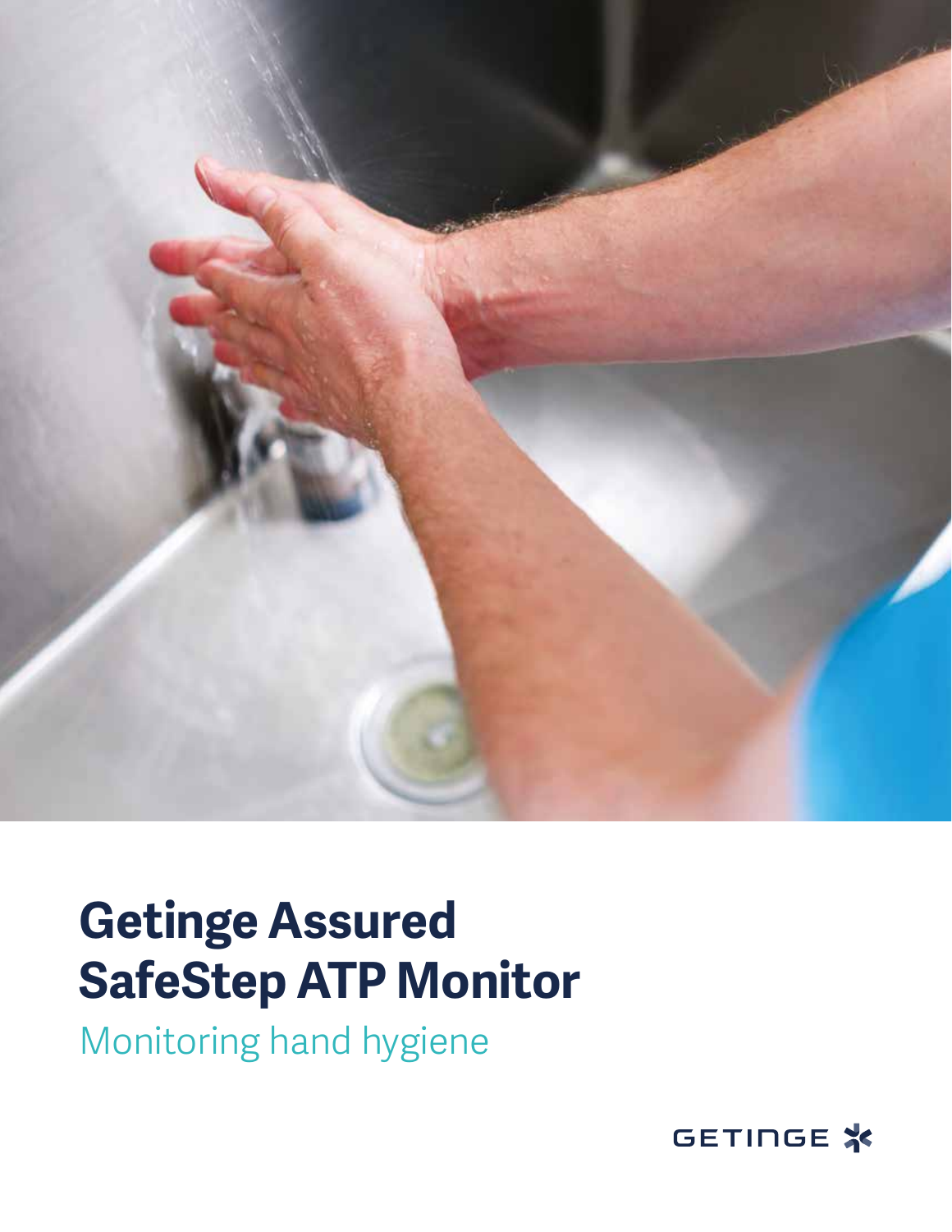# Getinge Assured SafeStep ATP Monitor

## Monitoring hand hygiene

GETINGE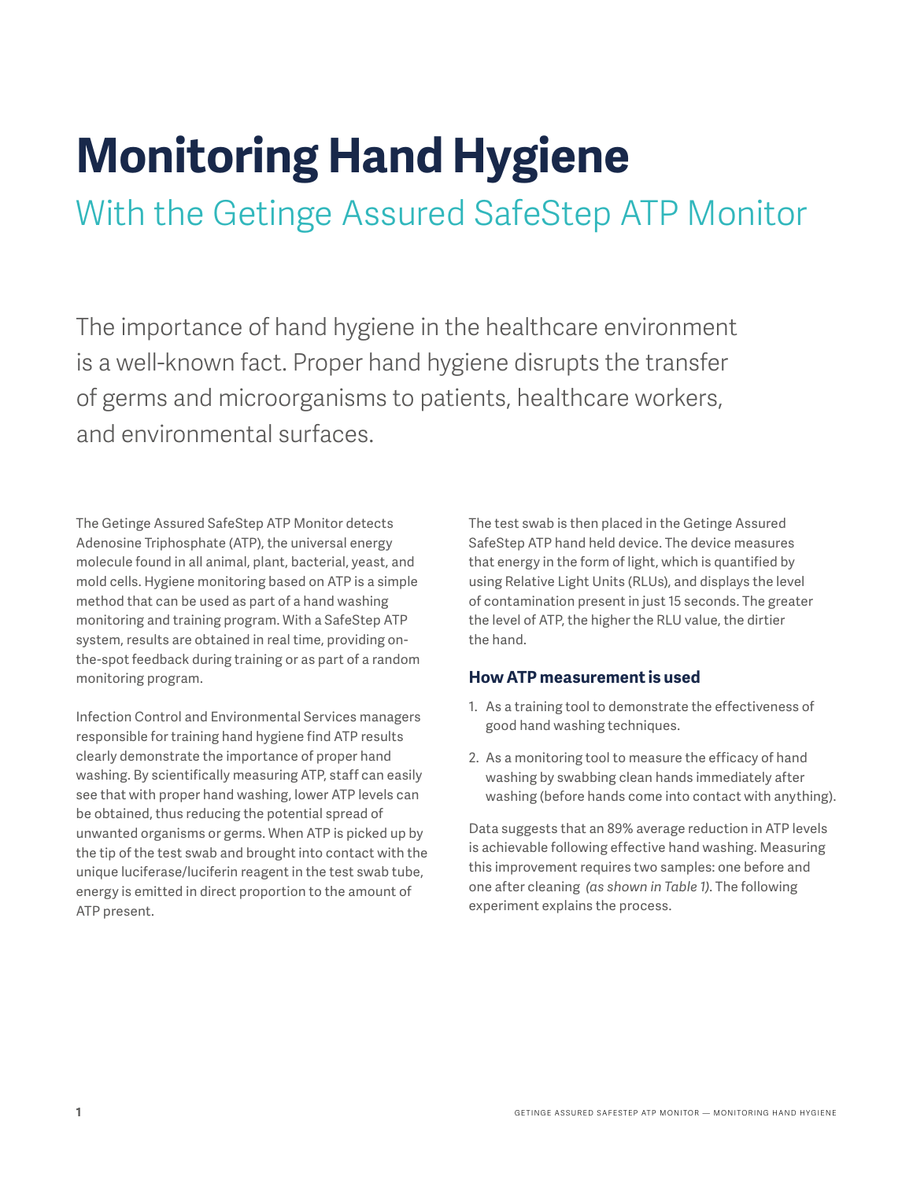# Monitoring Hand Hygiene

## With the Getinge Assured SafeStep ATP Monitor

The importance of hand hygiene in the healthcare environment is a well-known fact. Proper hand hygiene disrupts the transfer of germs and microorganisms to patients, healthcare workers, and environmental surfaces.

The Getinge Assured SafeStep ATP Monitor detects Adenosine Triphosphate (ATP), the universal energy molecule found in all animal, plant, bacterial, yeast, and mold cells. Hygiene monitoring based on ATP is a simple method that can be used as part of a hand washing monitoring and training program. With a SafeStep ATP system, results are obtained in real time, providing on-the-spot feedback during training or as part of a random monitoring program.

Infection Control and Environmental Services managers responsible for training hand hygiene find ATP results clearly demonstrate the importance of proper hand washing. By scientifically measuring ATP, staff can easily see that with proper hand washing, lower ATP levels can be obtained, thus reducing the potential spread of unwanted organisms or germs. When ATP is picked up by the tip of the test swab and brought into contact with the unique luciferase/luciferin reagent in the test swab tube, energy is emitted in direct proportion to the amount of ATP present.

The test swab is then placed in the Getinge Assured SafeStep ATP hand held device. The device measures that energy in the form of light, which is quantified by using Relative Light Units (RLUs), and displays the level of contamination present in just 15 seconds. The greater the level of ATP, the higher the RLU value, the dirtier the hand.

### How ATP measurement is used

1. As a training tool to demonstrate the effectiveness of good hand washing techniques.
2. As a monitoring tool to measure the efficacy of hand washing by swabbing clean hands immediately after washing (before hands come into contact with anything).

Data suggests that an 89% average reduction in ATP levels is achievable following effective hand washing. Measuring this improvement requires two samples: one before and one after cleaning *(as shown in Table 1)*. The following experiment explains the process.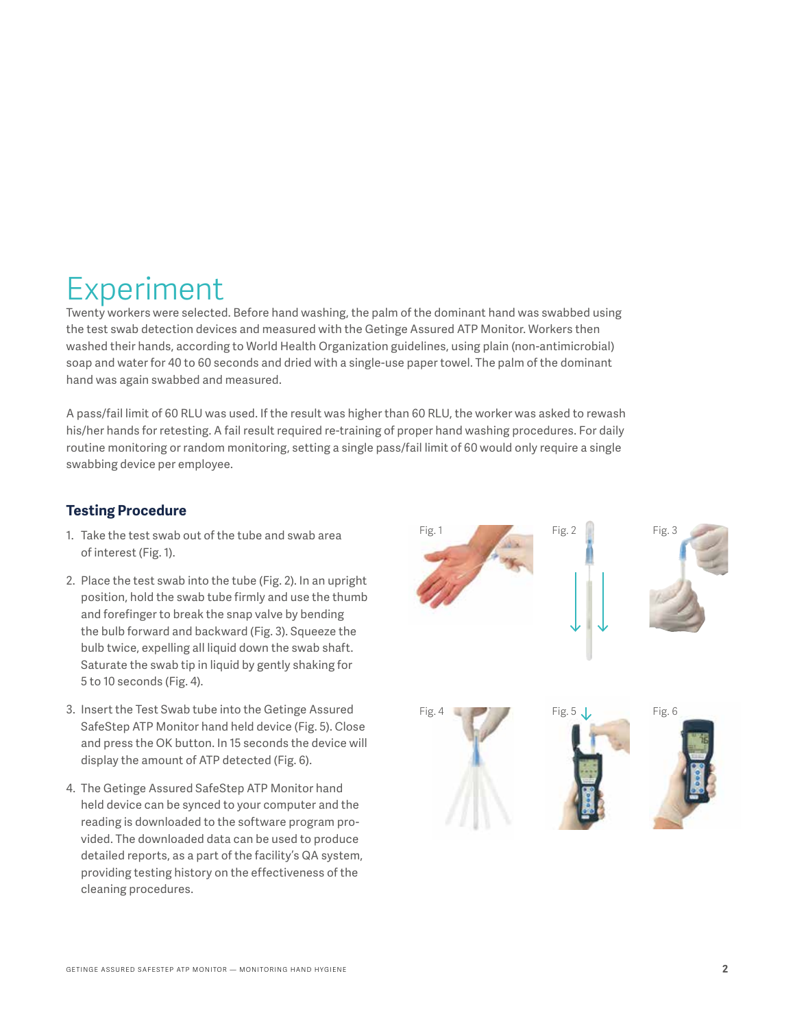# Experiment

Twenty workers were selected. Before hand washing, the palm of the dominant hand was swabbed using the test swab detection devices and measured with the Getinge Assured ATP Monitor. Workers then washed their hands, according to World Health Organization guidelines, using plain (non-antimicrobial) soap and water for 40 to 60 seconds and dried with a single-use paper towel. The palm of the dominant hand was again swabbed and measured.

A pass/fail limit of 60 RLU was used. If the result was higher than 60 RLU, the worker was asked to rewash his/her hands for retesting. A fail result required re-training of proper hand washing procedures. For daily routine monitoring or random monitoring, setting a single pass/fail limit of 60 would only require a single swabbing device per employee.

## Testing Procedure

1. Take the test swab out of the tube and swab area of interest (Fig. 1).
2. Place the test swab into the tube (Fig. 2). In an upright position, hold the swab tube firmly and use the thumb and forefinger to break the snap valve by bending the bulb forward and backward (Fig. 3). Squeeze the bulb twice, expelling all liquid down the swab shaft. Saturate the swab tip in liquid by gently shaking for 5 to 10 seconds (Fig. 4).
3. Insert the Test Swab tube into the Getinge Assured SafeStep ATP Monitor hand held device (Fig. 5). Close and press the OK button. In 15 seconds the device will display the amount of ATP detected (Fig. 6).
4. The Getinge Assured SafeStep ATP Monitor hand held device can be synced to your computer and the reading is downloaded to the software program provided. The downloaded data can be used to produce detailed reports, as a part of the facility's QA system, providing testing history on the effectiveness of the cleaning procedures.

Fig. 1

Fig. 2

Fig. 3

Fig. 4

Fig. 5

Fig. 6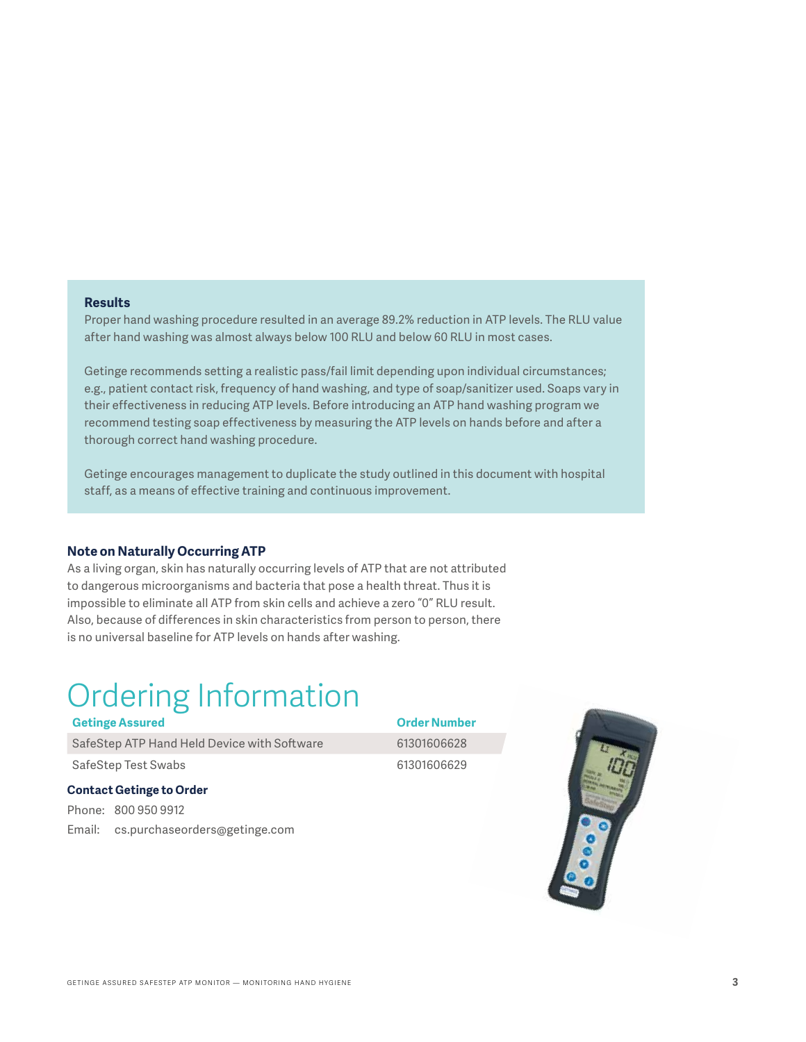### Results

Proper hand washing procedure resulted in an average 89.2% reduction in ATP levels. The RLU value after hand washing was almost always below 100 RLU and below 60 RLU in most cases.

Getinge recommends setting a realistic pass/fail limit depending upon individual circumstances; e.g., patient contact risk, frequency of hand washing, and type of soap/sanitizer used. Soaps vary in their effectiveness in reducing ATP levels. Before introducing an ATP hand washing program we recommend testing soap effectiveness by measuring the ATP levels on hands before and after a thorough correct hand washing procedure.

Getinge encourages management to duplicate the study outlined in this document with hospital staff, as a means of effective training and continuous improvement.

### Note on Naturally Occurring ATP

As a living organ, skin has naturally occurring levels of ATP that are not attributed to dangerous microorganisms and bacteria that pose a health threat. Thus it is impossible to eliminate all ATP from skin cells and achieve a zero "0" RLU result. Also, because of differences in skin characteristics from person to person, there is no universal baseline for ATP levels on hands after washing.

# Ordering Information

| Getinge Assured | Order Number |
| --- | --- |
| SafeStep ATP Hand Held Device with Software | 61301606628 |
| SafeStep Test Swabs | 61301606629 |

**Contact Getinge to Order**

Phone: 800 950 9912

Email: cs.purchaseorders@getinge.com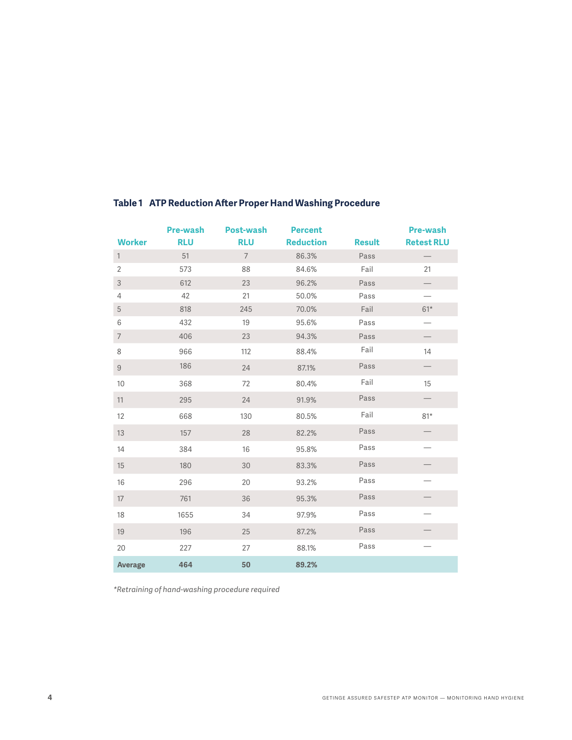**Table 1 ATP Reduction After Proper Hand Washing Procedure**

| Worker | Pre-wash RLU | Post-wash RLU | Percent Reduction | Result | Pre-wash Retest RLU |
|---|---|---|---|---|---|
| 1 | 51 | 7 | 86.3% | Pass | — |
| 2 | 573 | 88 | 84.6% | Fail | 21 |
| 3 | 612 | 23 | 96.2% | Pass | — |
| 4 | 42 | 21 | 50.0% | Pass | — |
| 5 | 818 | 245 | 70.0% | Fail | 61* |
| 6 | 432 | 19 | 95.6% | Pass | — |
| 7 | 406 | 23 | 94.3% | Pass | — |
| 8 | 966 | 112 | 88.4% | Fail | 14 |
| 9 | 186 | 24 | 87.1% | Pass | — |
| 10 | 368 | 72 | 80.4% | Fail | 15 |
| 11 | 295 | 24 | 91.9% | Pass | — |
| 12 | 668 | 130 | 80.5% | Fail | 81* |
| 13 | 157 | 28 | 82.2% | Pass | — |
| 14 | 384 | 16 | 95.8% | Pass | — |
| 15 | 180 | 30 | 83.3% | Pass | — |
| 16 | 296 | 20 | 93.2% | Pass | — |
| 17 | 761 | 36 | 95.3% | Pass | — |
| 18 | 1655 | 34 | 97.9% | Pass | — |
| 19 | 196 | 25 | 87.2% | Pass | — |
| 20 | 227 | 27 | 88.1% | Pass | — |
| **Average** | **464** | **50** | **89.2%** | | |

*\*Retraining of hand-washing procedure required*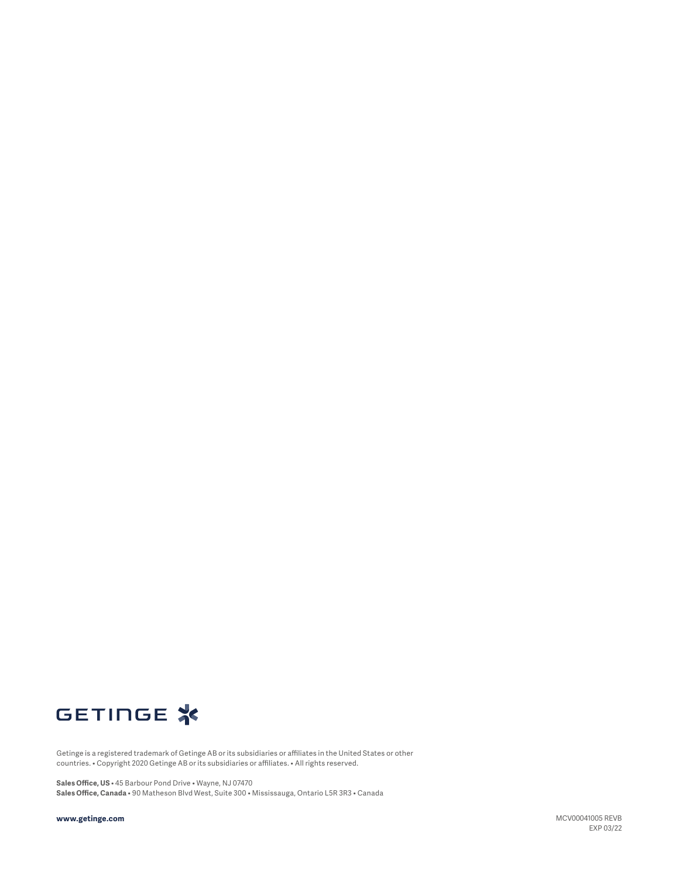GETINGE

Getinge is a registered trademark of Getinge AB or its subsidiaries or affiliates in the United States or other countries. • Copyright 2020 Getinge AB or its subsidiaries or affiliates. • All rights reserved.

**Sales Office, US** • 45 Barbour Pond Drive • Wayne, NJ 07470
**Sales Office, Canada** • 90 Matheson Blvd West, Suite 300 • Mississauga, Ontario L5R 3R3 • Canada

**www.getinge.com**

MCV00041005 REVB
EXP 03/22